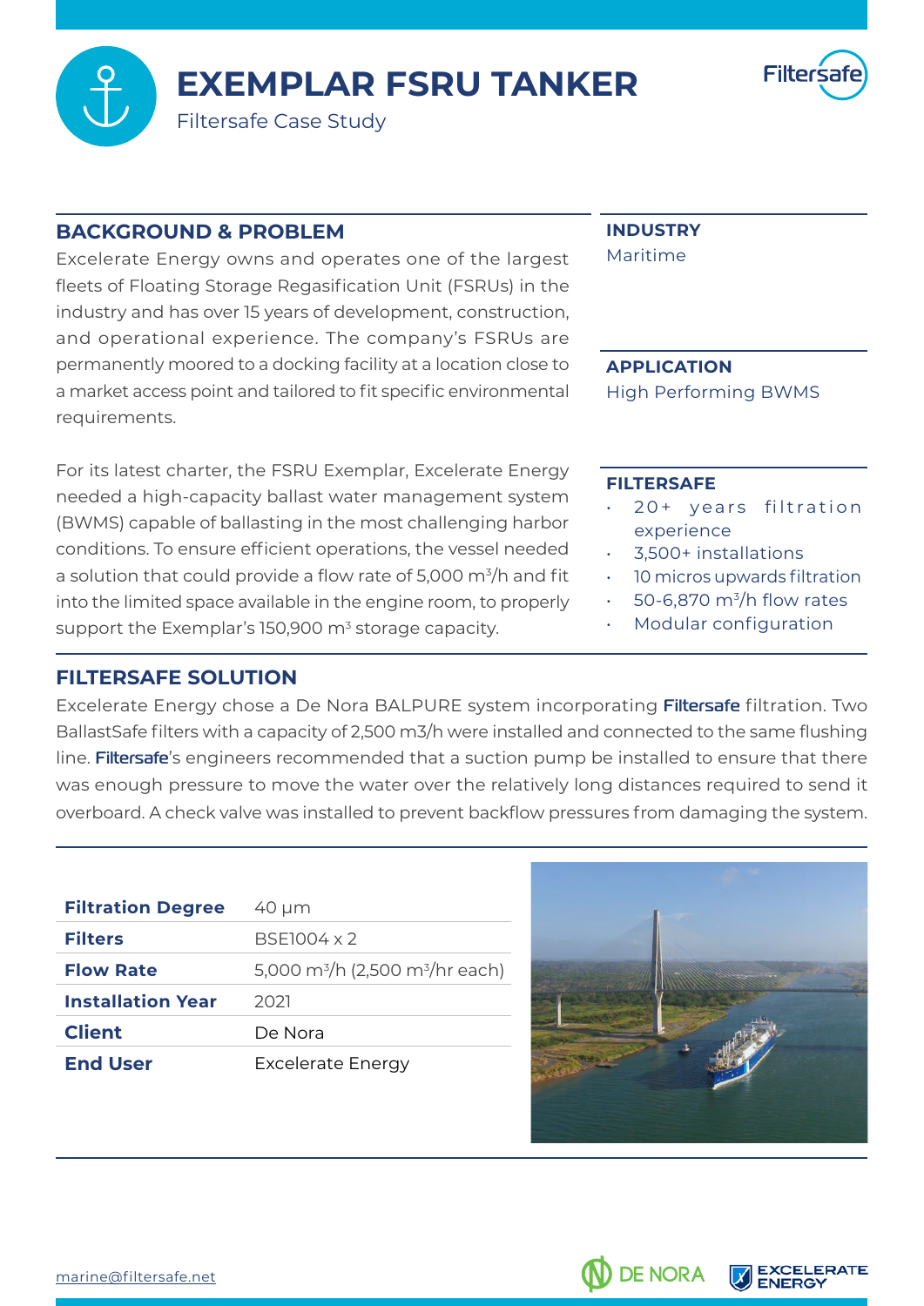# EXEMPLAR FSRU TANKER

Filtersafe Case Study

## BACKGROUND & PROBLEM

Excelerate Energy owns and operates one of the largest fleets of Floating Storage Regasification Unit (FSRUs) in the industry and has over 15 years of development, construction, and operational experience. The company's FSRUs are permanently moored to a docking facility at a location close to a market access point and tailored to fit specific environmental requirements.

For its latest charter, the FSRU Exemplar, Excelerate Energy needed a high-capacity ballast water management system (BWMS) capable of ballasting in the most challenging harbor conditions. To ensure efficient operations, the vessel needed a solution that could provide a flow rate of 5,000 $m^3$/h and fit into the limited space available in the engine room, to properly support the Exemplar's 150,900 $m^3$ storage capacity.

**INDUSTRY**

Maritime

**APPLICATION**

High Performing BWMS

**FILTERSAFE**

- 20+ years filtration experience
- 3,500+ installations
- 10 micros upwards filtration
- 50-6,870 $m^3$/h flow rates
- Modular configuration

## FILTERSAFE SOLUTION

Excelerate Energy chose a De Nora BALPURE system incorporating **Filtersafe** filtration. Two BallastSafe filters with a capacity of 2,500 m3/h were installed and connected to the same flushing line. **Filtersafe**'s engineers recommended that a suction pump be installed to ensure that there was enough pressure to move the water over the relatively long distances required to send it overboard. A check valve was installed to prevent backflow pressures from damaging the system.

| | |
|---|---|
| **Filtration Degree** | 40 µm |
| **Filters** | BSE1004 x 2 |
| **Flow Rate** | 5,000 $m^3$/h (2,500 $m^3$/hr each) |
| **Installation Year** | 2021 |
| **Client** | De Nora |
| **End User** | Excelerate Energy |

marine@filtersafe.net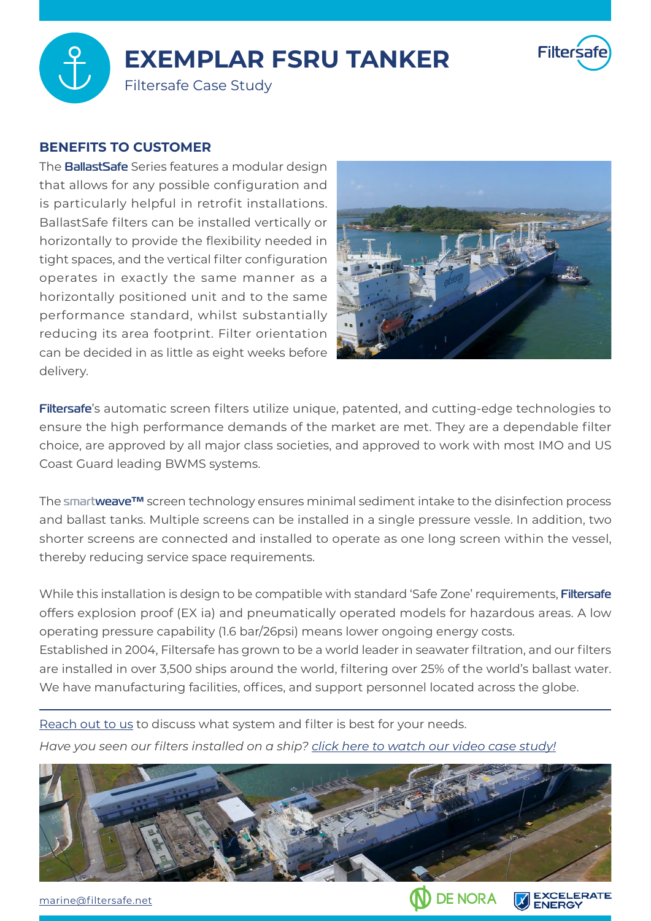# EXEMPLAR FSRU TANKER

Filtersafe Case Study

## BENEFITS TO CUSTOMER

The **BallastSafe** Series features a modular design that allows for any possible configuration and is particularly helpful in retrofit installations. BallastSafe filters can be installed vertically or horizontally to provide the flexibility needed in tight spaces, and the vertical filter configuration operates in exactly the same manner as a horizontally positioned unit and to the same performance standard, whilst substantially reducing its area footprint. Filter orientation can be decided in as little as eight weeks before delivery.

**Filtersafe**'s automatic screen filters utilize unique, patented, and cutting-edge technologies to ensure the high performance demands of the market are met. They are a dependable filter choice, are approved by all major class societies, and approved to work with most IMO and US Coast Guard leading BWMS systems.

The smart**weave™** screen technology ensures minimal sediment intake to the disinfection process and ballast tanks. Multiple screens can be installed in a single pressure vessle. In addition, two shorter screens are connected and installed to operate as one long screen within the vessel, thereby reducing service space requirements.

While this installation is design to be compatible with standard 'Safe Zone' requirements, **Filtersafe** offers explosion proof (EX ia) and pneumatically operated models for hazardous areas. A low operating pressure capability (1.6 bar/26psi) means lower ongoing energy costs.
Established in 2004, Filtersafe has grown to be a world leader in seawater filtration, and our filters are installed in over 3,500 ships around the world, filtering over 25% of the world's ballast water. We have manufacturing facilities, offices, and support personnel located across the globe.

---

Reach out to us to discuss what system and filter is best for your needs.

*Have you seen our filters installed on a ship? click here to watch our video case study!*

marine@filtersafe.net

DE NORA

EXCELERATE ENERGY